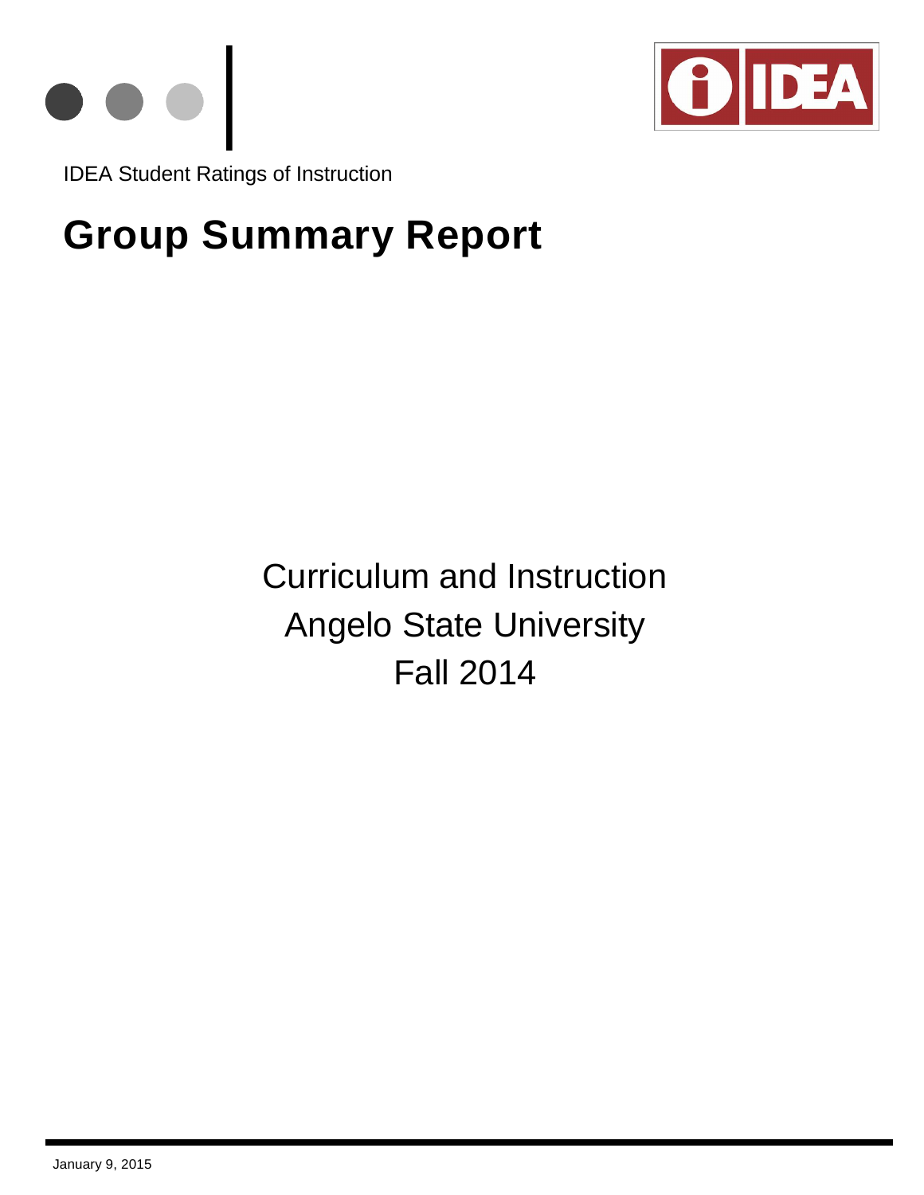IDEA Student Ratings of Instruction

# Group Summary Report

Curriculum and Instruction

Angelo State University

Fall 2014

January 9, 2015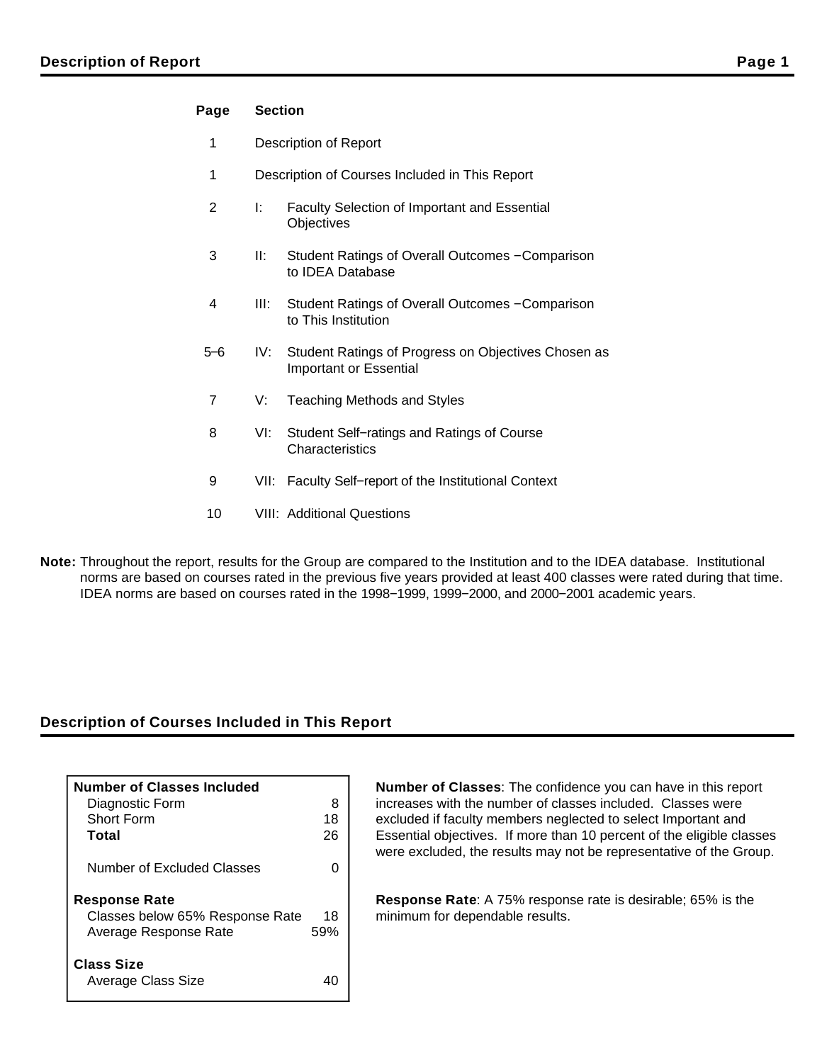## Description of Report

| Page | Section | |
|---|---|---|
| 1 | Description of Report | |
| 1 | Description of Courses Included in This Report | |
| 2 | I: | Faculty Selection of Important and Essential Objectives |
| 3 | II: | Student Ratings of Overall Outcomes −Comparison to IDEA Database |
| 4 | III: | Student Ratings of Overall Outcomes −Comparison to This Institution |
| 5–6 | IV: | Student Ratings of Progress on Objectives Chosen as Important or Essential |
| 7 | V: | Teaching Methods and Styles |
| 8 | VI: | Student Self−ratings and Ratings of Course Characteristics |
| 9 | VII: | Faculty Self−report of the Institutional Context |
| 10 | VIII: | Additional Questions |

**Note:** Throughout the report, results for the Group are compared to the Institution and to the IDEA database. Institutional norms are based on courses rated in the previous five years provided at least 400 classes were rated during that time. IDEA norms are based on courses rated in the 1998−1999, 1999−2000, and 2000−2001 academic years.

## Description of Courses Included in This Report

| **Number of Classes Included** | |
|---|---|
| Diagnostic Form | 8 |
| Short Form | 18 |
| **Total** | 26 |
| Number of Excluded Classes | 0 |
| **Response Rate** | |
| Classes below 65% Response Rate | 18 |
| Average Response Rate | 59% |
| **Class Size** | |
| Average Class Size | 40 |

**Number of Classes**: The confidence you can have in this report increases with the number of classes included. Classes were excluded if faculty members neglected to select Important and Essential objectives. If more than 10 percent of the eligible classes were excluded, the results may not be representative of the Group.

**Response Rate**: A 75% response rate is desirable; 65% is the minimum for dependable results.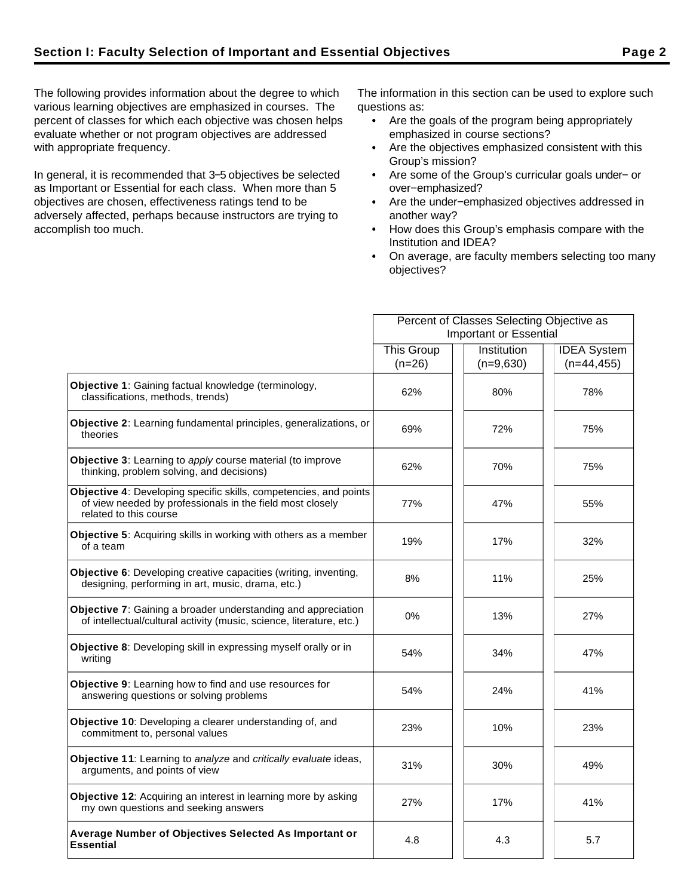## Section I: Faculty Selection of Important and Essential Objectives

The following provides information about the degree to which various learning objectives are emphasized in courses. The percent of classes for which each objective was chosen helps evaluate whether or not program objectives are addressed with appropriate frequency.

In general, it is recommended that 3–5 objectives be selected as Important or Essential for each class. When more than 5 objectives are chosen, effectiveness ratings tend to be adversely affected, perhaps because instructors are trying to accomplish too much.

The information in this section can be used to explore such questions as:

- Are the goals of the program being appropriately emphasized in course sections?
- Are the objectives emphasized consistent with this Group's mission?
- Are some of the Group's curricular goals under− or over−emphasized?
- Are the under−emphasized objectives addressed in another way?
- How does this Group's emphasis compare with the Institution and IDEA?
- On average, are faculty members selecting too many objectives?

| | Percent of Classes Selecting Objective as Important or Essential | | |
|---|---|---|---|
| | This Group (n=26) | Institution (n=9,630) | IDEA System (n=44,455) |
| **Objective 1**: Gaining factual knowledge (terminology, classifications, methods, trends) | 62% | 80% | 78% |
| **Objective 2**: Learning fundamental principles, generalizations, or theories | 69% | 72% | 75% |
| **Objective 3**: Learning to *apply* course material (to improve thinking, problem solving, and decisions) | 62% | 70% | 75% |
| **Objective 4**: Developing specific skills, competencies, and points of view needed by professionals in the field most closely related to this course | 77% | 47% | 55% |
| **Objective 5**: Acquiring skills in working with others as a member of a team | 19% | 17% | 32% |
| **Objective 6**: Developing creative capacities (writing, inventing, designing, performing in art, music, drama, etc.) | 8% | 11% | 25% |
| **Objective 7**: Gaining a broader understanding and appreciation of intellectual/cultural activity (music, science, literature, etc.) | 0% | 13% | 27% |
| **Objective 8**: Developing skill in expressing myself orally or in writing | 54% | 34% | 47% |
| **Objective 9**: Learning how to find and use resources for answering questions or solving problems | 54% | 24% | 41% |
| **Objective 10**: Developing a clearer understanding of, and commitment to, personal values | 23% | 10% | 23% |
| **Objective 11**: Learning to *analyze* and *critically evaluate* ideas, arguments, and points of view | 31% | 30% | 49% |
| **Objective 12**: Acquiring an interest in learning more by asking my own questions and seeking answers | 27% | 17% | 41% |
| **Average Number of Objectives Selected As Important or Essential** | 4.8 | 4.3 | 5.7 |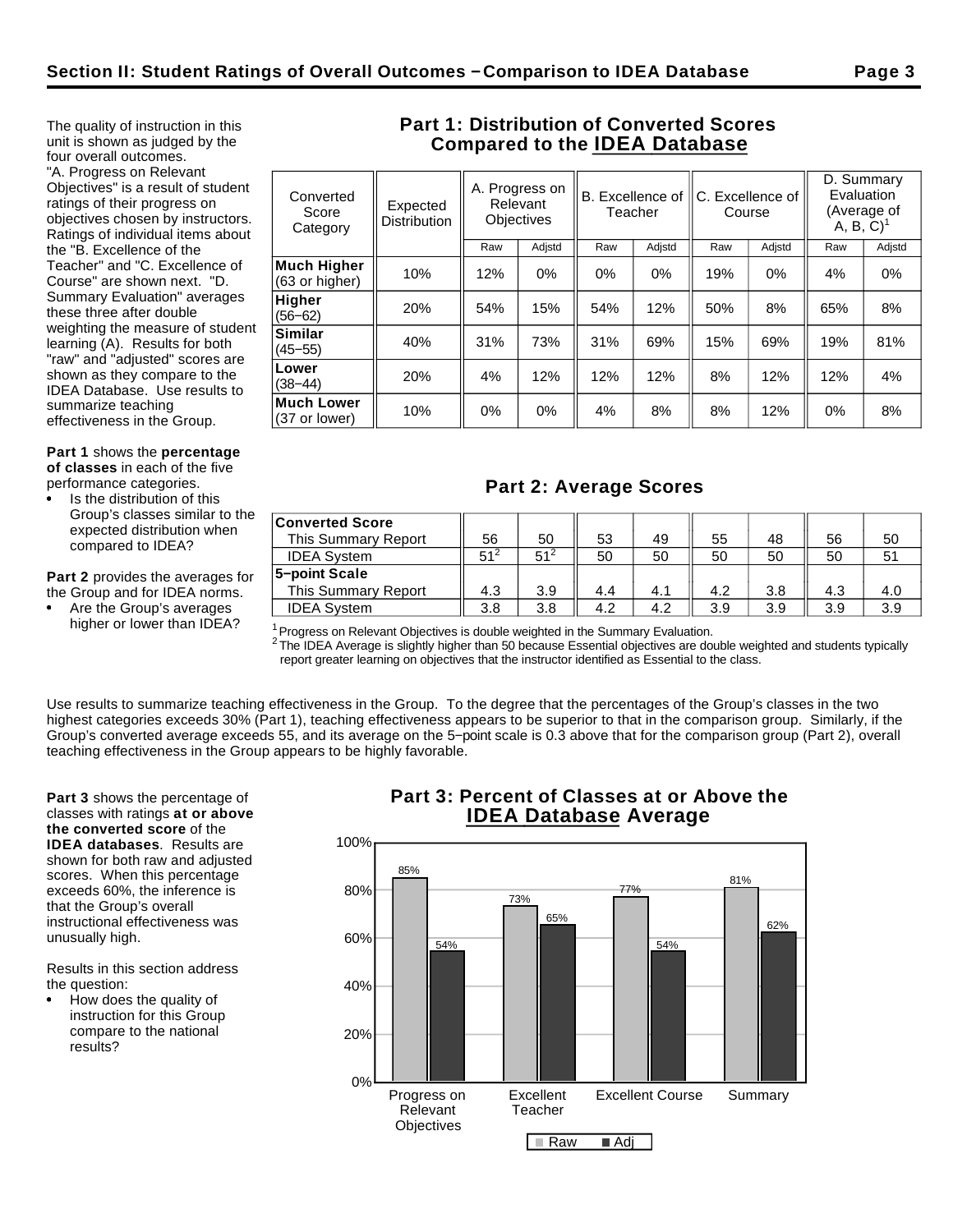## Section II: Student Ratings of Overall Outcomes – Comparison to IDEA Database

The quality of instruction in this unit is shown as judged by the four overall outcomes. "A. Progress on Relevant Objectives" is a result of student ratings of their progress on objectives chosen by instructors. Ratings of individual items about the "B. Excellence of the Teacher" and "C. Excellence of Course" are shown next. "D. Summary Evaluation" averages these three after double weighting the measure of student learning (A). Results for both "raw" and "adjusted" scores are shown as they compare to the IDEA Database. Use results to summarize teaching effectiveness in the Group.

**Part 1** shows the **percentage of classes** in each of the five performance categories.

- Is the distribution of this Group's classes similar to the expected distribution when compared to IDEA?

**Part 2** provides the averages for the Group and for IDEA norms.

- Are the Group's averages higher or lower than IDEA?

### Part 1: Distribution of Converted Scores Compared to the IDEA Database

| Converted Score Category | Expected Distribution | A. Progress on Relevant Objectives | | B. Excellence of Teacher | | C. Excellence of Course | | D. Summary Evaluation (Average of A, B, C)[1] | |
|---|---|---|---|---|---|---|---|---|---|
| | | Raw | Adjstd | Raw | Adjstd | Raw | Adjstd | Raw | Adjstd |
| **Much Higher** (63 or higher) | 10% | 12% | 0% | 0% | 0% | 19% | 0% | 4% | 0% |
| **Higher** (56–62) | 20% | 54% | 15% | 54% | 12% | 50% | 8% | 65% | 8% |
| **Similar** (45–55) | 40% | 31% | 73% | 31% | 69% | 15% | 69% | 19% | 81% |
| **Lower** (38–44) | 20% | 4% | 12% | 12% | 12% | 8% | 12% | 12% | 4% |
| **Much Lower** (37 or lower) | 10% | 0% | 0% | 4% | 8% | 8% | 12% | 0% | 8% |

### Part 2: Average Scores

| | A Raw | A Adjstd | B Raw | B Adjstd | C Raw | C Adjstd | D Raw | D Adjstd |
|---|---|---|---|---|---|---|---|---|
| **Converted Score** | | | | | | | | |
| This Summary Report | 56 | 50 | 53 | 49 | 55 | 48 | 56 | 50 |
| IDEA System | 51[2] | 51[2] | 50 | 50 | 50 | 50 | 50 | 51 |
| **5–point Scale** | | | | | | | | |
| This Summary Report | 4.3 | 3.9 | 4.4 | 4.1 | 4.2 | 3.8 | 4.3 | 4.0 |
| IDEA System | 3.8 | 3.8 | 4.2 | 4.2 | 3.9 | 3.9 | 3.9 | 3.9 |

[1] Progress on Relevant Objectives is double weighted in the Summary Evaluation.
[2] The IDEA Average is slightly higher than 50 because Essential objectives are double weighted and students typically report greater learning on objectives that the instructor identified as Essential to the class.

Use results to summarize teaching effectiveness in the Group. To the degree that the percentages of the Group's classes in the two highest categories exceeds 30% (Part 1), teaching effectiveness appears to be superior to that in the comparison group. Similarly, if the Group's converted average exceeds 55, and its average on the 5–point scale is 0.3 above that for the comparison group (Part 2), overall teaching effectiveness in the Group appears to be highly favorable.

**Part 3** shows the percentage of classes with ratings **at or above the converted score** of the **IDEA databases**. Results are shown for both raw and adjusted scores. When this percentage exceeds 60%, the inference is that the Group's overall instructional effectiveness was unusually high.

Results in this section address the question:

- How does the quality of instruction for this Group compare to the national results?

### Part 3: Percent of Classes at or Above the IDEA Database Average

| | Raw | Adj |
|---|---|---|
| Progress on Relevant Objectives | 85% | 54% |
| Excellent Teacher | 73% | 65% |
| Excellent Course | 77% | 54% |
| Summary | 81% | 62% |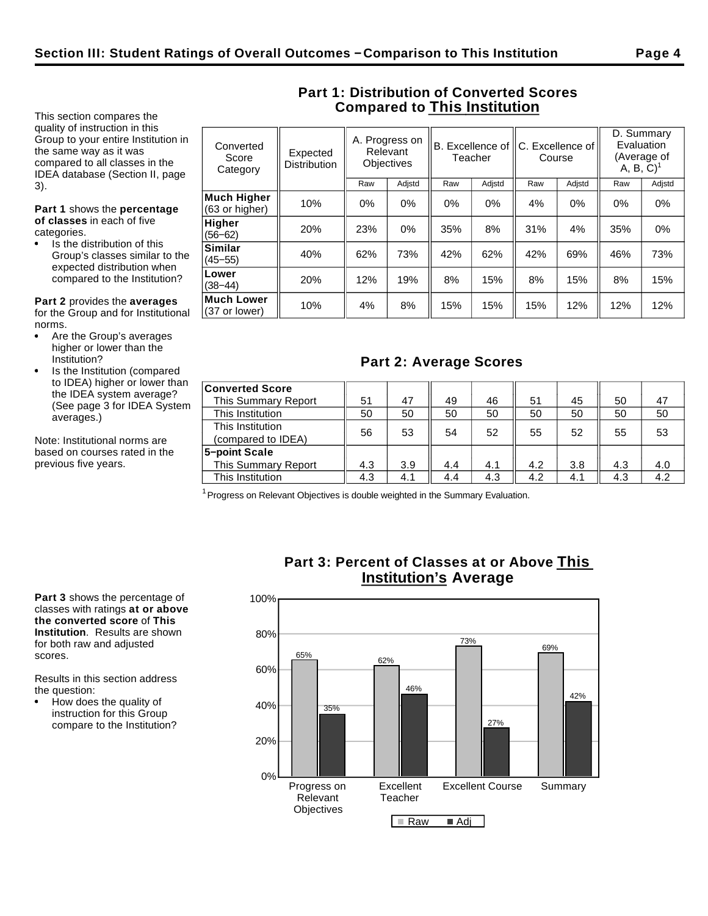## Section III: Student Ratings of Overall Outcomes – Comparison to This Institution

This section compares the quality of instruction in this Group to your entire Institution in the same way as it was compared to all classes in the IDEA database (Section II, page 3).

**Part 1** shows the **percentage of classes** in each of five categories.

- Is the distribution of this Group's classes similar to the expected distribution when compared to the Institution?

**Part 2** provides the **averages** for the Group and for Institutional norms.

- Are the Group's averages higher or lower than the Institution?
- Is the Institution (compared to IDEA) higher or lower than the IDEA system average? (See page 3 for IDEA System averages.)

Note: Institutional norms are based on courses rated in the previous five years.

### Part 1: Distribution of Converted Scores Compared to This Institution

| Converted Score Category | Expected Distribution | A. Progress on Relevant Objectives | | B. Excellence of Teacher | | C. Excellence of Course | | D. Summary Evaluation (Average of A, B, C)[1] | |
|---|---|---|---|---|---|---|---|---|---|
| | | Raw | Adjstd | Raw | Adjstd | Raw | Adjstd | Raw | Adjstd |
| **Much Higher** (63 or higher) | 10% | 0% | 0% | 0% | 0% | 4% | 0% | 0% | 0% |
| **Higher** (56–62) | 20% | 23% | 0% | 35% | 8% | 31% | 4% | 35% | 0% |
| **Similar** (45–55) | 40% | 62% | 73% | 42% | 62% | 42% | 69% | 46% | 73% |
| **Lower** (38–44) | 20% | 12% | 19% | 8% | 15% | 8% | 15% | 8% | 15% |
| **Much Lower** (37 or lower) | 10% | 4% | 8% | 15% | 15% | 15% | 12% | 12% | 12% |

### Part 2: Average Scores

| | A. Raw | A. Adjstd | B. Raw | B. Adjstd | C. Raw | C. Adjstd | D. Raw | D. Adjstd |
|---|---|---|---|---|---|---|---|---|
| **Converted Score** | | | | | | | | |
| This Summary Report | 51 | 47 | 49 | 46 | 51 | 45 | 50 | 47 |
| This Institution | 50 | 50 | 50 | 50 | 50 | 50 | 50 | 50 |
| This Institution (compared to IDEA) | 56 | 53 | 54 | 52 | 55 | 52 | 55 | 53 |
| **5–point Scale** | | | | | | | | |
| This Summary Report | 4.3 | 3.9 | 4.4 | 4.1 | 4.2 | 3.8 | 4.3 | 4.0 |
| This Institution | 4.3 | 4.1 | 4.4 | 4.3 | 4.2 | 4.1 | 4.3 | 4.2 |

[1] Progress on Relevant Objectives is double weighted in the Summary Evaluation.

**Part 3** shows the percentage of classes with ratings **at or above the converted score** of **This Institution**. Results are shown for both raw and adjusted scores.

Results in this section address the question:

- How does the quality of instruction for this Group compare to the Institution?

### Part 3: Percent of Classes at or Above This Institution's Average

| | Raw | Adj |
|---|---|---|
| Progress on Relevant Objectives | 65% | 35% |
| Excellent Teacher | 62% | 46% |
| Excellent Course | 73% | 27% |
| Summary | 69% | 42% |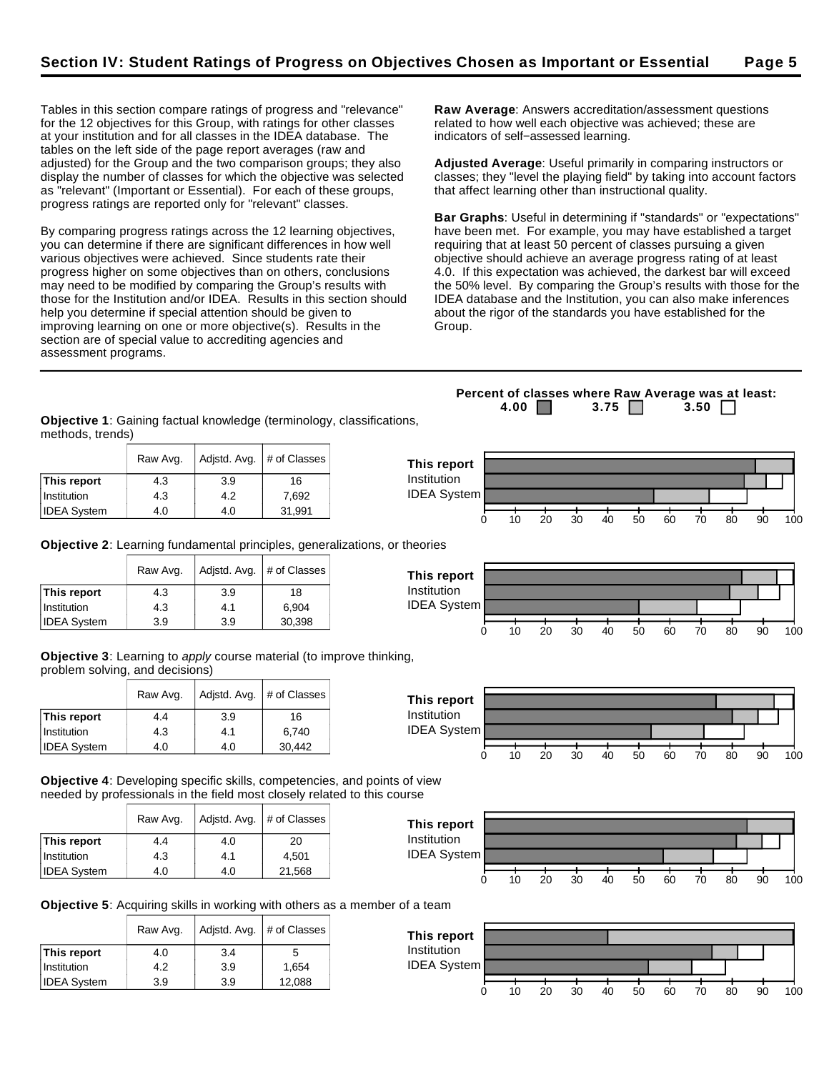## Section IV: Student Ratings of Progress on Objectives Chosen as Important or Essential

Tables in this section compare ratings of progress and "relevance" for the 12 objectives for this Group, with ratings for other classes at your institution and for all classes in the IDEA database. The tables on the left side of the page report averages (raw and adjusted) for the Group and the two comparison groups; they also display the number of classes for which the objective was selected as "relevant" (Important or Essential). For each of these groups, progress ratings are reported only for "relevant" classes.

By comparing progress ratings across the 12 learning objectives, you can determine if there are significant differences in how well various objectives were achieved. Since students rate their progress higher on some objectives than on others, conclusions may need to be modified by comparing the Group's results with those for the Institution and/or IDEA. Results in this section should help you determine if special attention should be given to improving learning on one or more objective(s). Results in the section are of special value to accrediting agencies and assessment programs.

**Raw Average**: Answers accreditation/assessment questions related to how well each objective was achieved; these are indicators of self−assessed learning.

**Adjusted Average**: Useful primarily in comparing instructors or classes; they "level the playing field" by taking into account factors that affect learning other than instructional quality.

**Bar Graphs**: Useful in determining if "standards" or "expectations" have been met. For example, you may have established a target requiring that at least 50 percent of classes pursuing a given objective should achieve an average progress rating of at least 4.0. If this expectation was achieved, the darkest bar will exceed the 50% level. By comparing the Group's results with those for the IDEA database and the Institution, you can also make inferences about the rigor of the standards you have established for the Group.

**Percent of classes where Raw Average was at least: 4.00, 3.75, 3.50**

**Objective 1**: Gaining factual knowledge (terminology, classifications, methods, trends)

| | Raw Avg. | Adjstd. Avg. | # of Classes |
|---|---|---|---|
| **This report** | 4.3 | 3.9 | 16 |
| Institution | 4.3 | 4.2 | 7,692 |
| IDEA System | 4.0 | 4.0 | 31,991 |

**Objective 2**: Learning fundamental principles, generalizations, or theories

| | Raw Avg. | Adjstd. Avg. | # of Classes |
|---|---|---|---|
| **This report** | 4.3 | 3.9 | 18 |
| Institution | 4.3 | 4.1 | 6,904 |
| IDEA System | 3.9 | 3.9 | 30,398 |

**Objective 3**: Learning to *apply* course material (to improve thinking, problem solving, and decisions)

| | Raw Avg. | Adjstd. Avg. | # of Classes |
|---|---|---|---|
| **This report** | 4.4 | 3.9 | 16 |
| Institution | 4.3 | 4.1 | 6,740 |
| IDEA System | 4.0 | 4.0 | 30,442 |

**Objective 4**: Developing specific skills, competencies, and points of view needed by professionals in the field most closely related to this course

| | Raw Avg. | Adjstd. Avg. | # of Classes |
|---|---|---|---|
| **This report** | 4.4 | 4.0 | 20 |
| Institution | 4.3 | 4.1 | 4,501 |
| IDEA System | 4.0 | 4.0 | 21,568 |

**Objective 5**: Acquiring skills in working with others as a member of a team

| | Raw Avg. | Adjstd. Avg. | # of Classes |
|---|---|---|---|
| **This report** | 4.0 | 3.4 | 5 |
| Institution | 4.2 | 3.9 | 1,654 |
| IDEA System | 3.9 | 3.9 | 12,088 |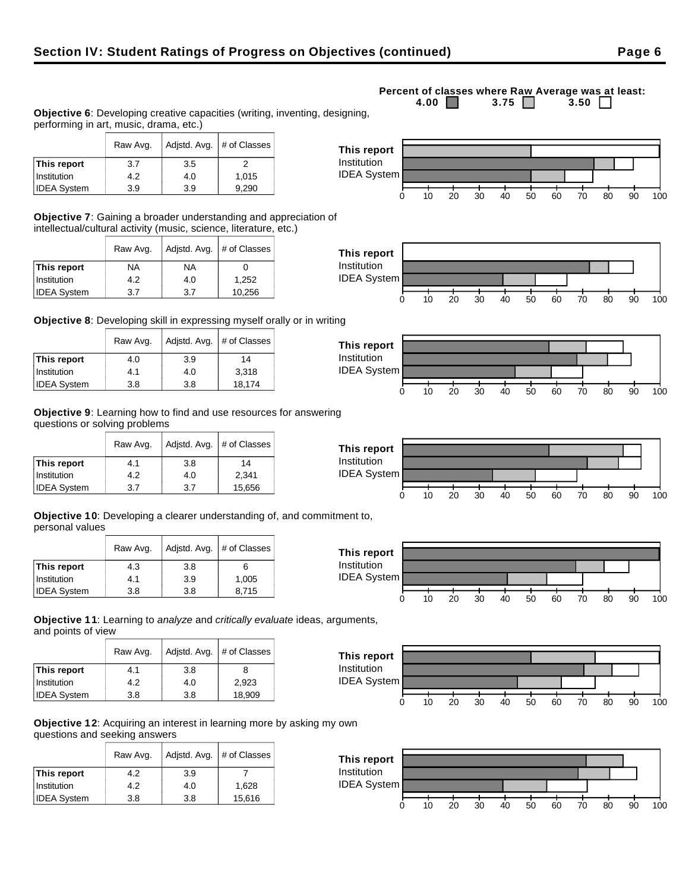## Section IV: Student Ratings of Progress on Objectives (continued)

Percent of classes where Raw Average was at least: 4.00 ■ 3.75 ■ 3.50 □

**Objective 6**: Developing creative capacities (writing, inventing, designing, performing in art, music, drama, etc.)

| | Raw Avg. | Adjstd. Avg. | # of Classes |
|---|---|---|---|
| **This report** | 3.7 | 3.5 | 2 |
| Institution | 4.2 | 4.0 | 1,015 |
| IDEA System | 3.9 | 3.9 | 9,290 |

**Objective 7**: Gaining a broader understanding and appreciation of intellectual/cultural activity (music, science, literature, etc.)

| | Raw Avg. | Adjstd. Avg. | # of Classes |
|---|---|---|---|
| **This report** | NA | NA | 0 |
| Institution | 4.2 | 4.0 | 1,252 |
| IDEA System | 3.7 | 3.7 | 10,256 |

**Objective 8**: Developing skill in expressing myself orally or in writing

| | Raw Avg. | Adjstd. Avg. | # of Classes |
|---|---|---|---|
| **This report** | 4.0 | 3.9 | 14 |
| Institution | 4.1 | 4.0 | 3,318 |
| IDEA System | 3.8 | 3.8 | 18,174 |

**Objective 9**: Learning how to find and use resources for answering questions or solving problems

| | Raw Avg. | Adjstd. Avg. | # of Classes |
|---|---|---|---|
| **This report** | 4.1 | 3.8 | 14 |
| Institution | 4.2 | 4.0 | 2,341 |
| IDEA System | 3.7 | 3.7 | 15,656 |

**Objective 10**: Developing a clearer understanding of, and commitment to, personal values

| | Raw Avg. | Adjstd. Avg. | # of Classes |
|---|---|---|---|
| **This report** | 4.3 | 3.8 | 6 |
| Institution | 4.1 | 3.9 | 1,005 |
| IDEA System | 3.8 | 3.8 | 8,715 |

**Objective 11**: Learning to *analyze* and *critically evaluate* ideas, arguments, and points of view

| | Raw Avg. | Adjstd. Avg. | # of Classes |
|---|---|---|---|
| **This report** | 4.1 | 3.8 | 8 |
| Institution | 4.2 | 4.0 | 2,923 |
| IDEA System | 3.8 | 3.8 | 18,909 |

**Objective 12**: Acquiring an interest in learning more by asking my own questions and seeking answers

| | Raw Avg. | Adjstd. Avg. | # of Classes |
|---|---|---|---|
| **This report** | 4.2 | 3.9 | 7 |
| Institution | 4.2 | 4.0 | 1,628 |
| IDEA System | 3.8 | 3.8 | 15,616 |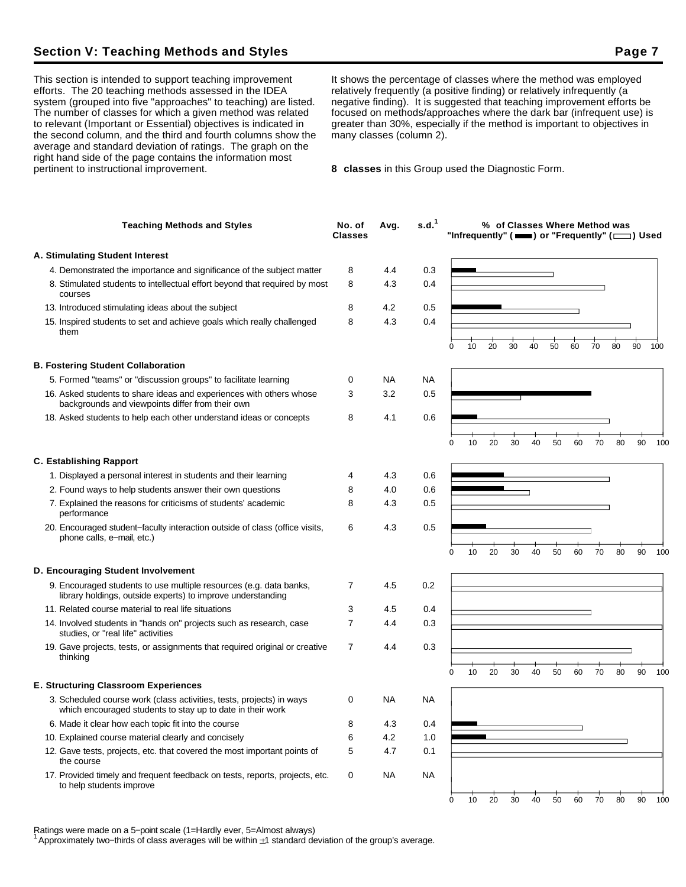## Section V: Teaching Methods and Styles

This section is intended to support teaching improvement efforts. The 20 teaching methods assessed in the IDEA system (grouped into five "approaches" to teaching) are listed. The number of classes for which a given method was related to relevant (Important or Essential) objectives is indicated in the second column, and the third and fourth columns show the average and standard deviation of ratings. The graph on the right hand side of the page contains the information most pertinent to instructional improvement.

It shows the percentage of classes where the method was employed relatively frequently (a positive finding) or relatively infrequently (a negative finding). It is suggested that teaching improvement efforts be focused on methods/approaches where the dark bar (infrequent use) is greater than 30%, especially if the method is important to objectives in many classes (column 2).

**8 classes** in this Group used the Diagnostic Form.

| Teaching Methods and Styles | No. of Classes | Avg. | s.d.[1] |
|---|---|---|---|
| **A. Stimulating Student Interest** | | | |
| 4. Demonstrated the importance and significance of the subject matter | 8 | 4.4 | 0.3 |
| 8. Stimulated students to intellectual effort beyond that required by most courses | 8 | 4.3 | 0.4 |
| 13. Introduced stimulating ideas about the subject | 8 | 4.2 | 0.5 |
| 15. Inspired students to set and achieve goals which really challenged them | 8 | 4.3 | 0.4 |
| **B. Fostering Student Collaboration** | | | |
| 5. Formed "teams" or "discussion groups" to facilitate learning | 0 | NA | NA |
| 16. Asked students to share ideas and experiences with others whose backgrounds and viewpoints differ from their own | 3 | 3.2 | 0.5 |
| 18. Asked students to help each other understand ideas or concepts | 8 | 4.1 | 0.6 |
| **C. Establishing Rapport** | | | |
| 1. Displayed a personal interest in students and their learning | 4 | 4.3 | 0.6 |
| 2. Found ways to help students answer their own questions | 8 | 4.0 | 0.6 |
| 7. Explained the reasons for criticisms of students' academic performance | 8 | 4.3 | 0.5 |
| 20. Encouraged student-faculty interaction outside of class (office visits, phone calls, e-mail, etc.) | 6 | 4.3 | 0.5 |
| **D. Encouraging Student Involvement** | | | |
| 9. Encouraged students to use multiple resources (e.g. data banks, library holdings, outside experts) to improve understanding | 7 | 4.5 | 0.2 |
| 11. Related course material to real life situations | 3 | 4.5 | 0.4 |
| 14. Involved students in "hands on" projects such as research, case studies, or "real life" activities | 7 | 4.4 | 0.3 |
| 19. Gave projects, tests, or assignments that required original or creative thinking | 7 | 4.4 | 0.3 |
| **E. Structuring Classroom Experiences** | | | |
| 3. Scheduled course work (class activities, tests, projects) in ways which encouraged students to stay up to date in their work | 0 | NA | NA |
| 6. Made it clear how each topic fit into the course | 8 | 4.3 | 0.4 |
| 10. Explained course material clearly and concisely | 6 | 4.2 | 1.0 |
| 12. Gave tests, projects, etc. that covered the most important points of the course | 5 | 4.7 | 0.1 |
| 17. Provided timely and frequent feedback on tests, reports, projects, etc. to help students improve | 0 | NA | NA |

% of Classes Where Method was "Infrequently" (■) or "Frequently" (□) Used

Ratings were made on a 5-point scale (1=Hardly ever, 5=Almost always)

[1] Approximately two-thirds of class averages will be within ±1 standard deviation of the group's average.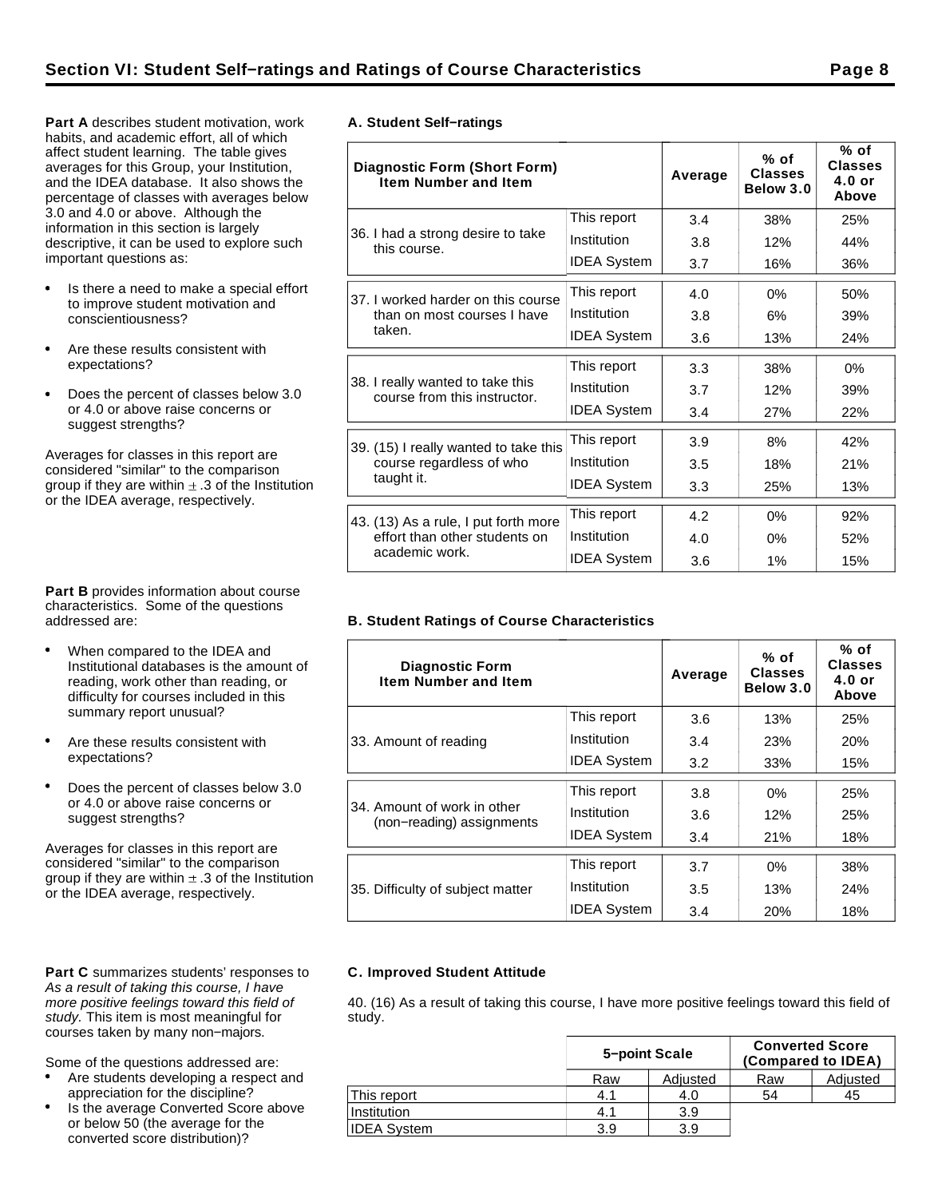## Section VI: Student Self−ratings and Ratings of Course Characteristics

**Part A** describes student motivation, work habits, and academic effort, all of which affect student learning. The table gives averages for this Group, your Institution, and the IDEA database. It also shows the percentage of classes with averages below 3.0 and 4.0 or above. Although the information in this section is largely descriptive, it can be used to explore such important questions as:

- Is there a need to make a special effort to improve student motivation and conscientiousness?
- Are these results consistent with expectations?
- Does the percent of classes below 3.0 or 4.0 or above raise concerns or suggest strengths?

Averages for classes in this report are considered "similar" to the comparison group if they are within ± .3 of the Institution or the IDEA average, respectively.

### A. Student Self−ratings

| Diagnostic Form (Short Form) Item Number and Item | | Average | % of Classes Below 3.0 | % of Classes 4.0 or Above |
|---|---|---|---|---|
| 36. I had a strong desire to take this course. | This report | 3.4 | 38% | 25% |
| | Institution | 3.8 | 12% | 44% |
| | IDEA System | 3.7 | 16% | 36% |
| 37. I worked harder on this course than on most courses I have taken. | This report | 4.0 | 0% | 50% |
| | Institution | 3.8 | 6% | 39% |
| | IDEA System | 3.6 | 13% | 24% |
| 38. I really wanted to take this course from this instructor. | This report | 3.3 | 38% | 0% |
| | Institution | 3.7 | 12% | 39% |
| | IDEA System | 3.4 | 27% | 22% |
| 39. (15) I really wanted to take this course regardless of who taught it. | This report | 3.9 | 8% | 42% |
| | Institution | 3.5 | 18% | 21% |
| | IDEA System | 3.3 | 25% | 13% |
| 43. (13) As a rule, I put forth more effort than other students on academic work. | This report | 4.2 | 0% | 92% |
| | Institution | 4.0 | 0% | 52% |
| | IDEA System | 3.6 | 1% | 15% |

**Part B** provides information about course characteristics. Some of the questions addressed are:

- When compared to the IDEA and Institutional databases is the amount of reading, work other than reading, or difficulty for courses included in this summary report unusual?
- Are these results consistent with expectations?
- Does the percent of classes below 3.0 or 4.0 or above raise concerns or suggest strengths?

Averages for classes in this report are considered "similar" to the comparison group if they are within ± .3 of the Institution or the IDEA average, respectively.

### B. Student Ratings of Course Characteristics

| Diagnostic Form Item Number and Item | | Average | % of Classes Below 3.0 | % of Classes 4.0 or Above |
|---|---|---|---|---|
| 33. Amount of reading | This report | 3.6 | 13% | 25% |
| | Institution | 3.4 | 23% | 20% |
| | IDEA System | 3.2 | 33% | 15% |
| 34. Amount of work in other (non−reading) assignments | This report | 3.8 | 0% | 25% |
| | Institution | 3.6 | 12% | 25% |
| | IDEA System | 3.4 | 21% | 18% |
| 35. Difficulty of subject matter | This report | 3.7 | 0% | 38% |
| | Institution | 3.5 | 13% | 24% |
| | IDEA System | 3.4 | 20% | 18% |

**Part C** summarizes students' responses to *As a result of taking this course, I have more positive feelings toward this field of study.* This item is most meaningful for courses taken by many non−majors.

Some of the questions addressed are:

- Are students developing a respect and appreciation for the discipline?
- Is the average Converted Score above or below 50 (the average for the converted score distribution)?

### C. Improved Student Attitude

40. (16) As a result of taking this course, I have more positive feelings toward this field of study.

| | 5−point Scale | | Converted Score (Compared to IDEA) | |
|---|---|---|---|---|
| | Raw | Adjusted | Raw | Adjusted |
| This report | 4.1 | 4.0 | 54 | 45 |
| Institution | 4.1 | 3.9 | | |
| IDEA System | 3.9 | 3.9 | | |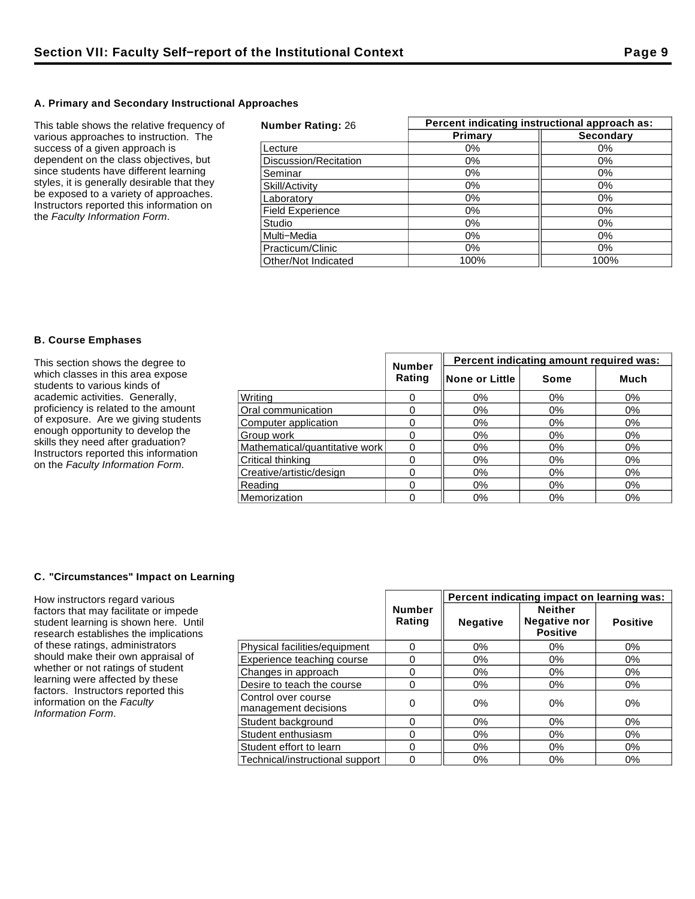## Section VII: Faculty Self–report of the Institutional Context

### A. Primary and Secondary Instructional Approaches

This table shows the relative frequency of various approaches to instruction. The success of a given approach is dependent on the class objectives, but since students have different learning styles, it is generally desirable that they be exposed to a variety of approaches. Instructors reported this information on the *Faculty Information Form*.

| **Number Rating:** 26 | Percent indicating instructional approach as: | |
|---|---|---|
| | **Primary** | **Secondary** |
| Lecture | 0% | 0% |
| Discussion/Recitation | 0% | 0% |
| Seminar | 0% | 0% |
| Skill/Activity | 0% | 0% |
| Laboratory | 0% | 0% |
| Field Experience | 0% | 0% |
| Studio | 0% | 0% |
| Multi–Media | 0% | 0% |
| Practicum/Clinic | 0% | 0% |
| Other/Not Indicated | 100% | 100% |

### B. Course Emphases

This section shows the degree to which classes in this area expose students to various kinds of academic activities. Generally, proficiency is related to the amount of exposure. Are we giving students enough opportunity to develop the skills they need after graduation? Instructors reported this information on the *Faculty Information Form*.

| | Number Rating | Percent indicating amount required was: | | |
|---|---|---|---|---|
| | | **None or Little** | **Some** | **Much** |
| Writing | 0 | 0% | 0% | 0% |
| Oral communication | 0 | 0% | 0% | 0% |
| Computer application | 0 | 0% | 0% | 0% |
| Group work | 0 | 0% | 0% | 0% |
| Mathematical/quantitative work | 0 | 0% | 0% | 0% |
| Critical thinking | 0 | 0% | 0% | 0% |
| Creative/artistic/design | 0 | 0% | 0% | 0% |
| Reading | 0 | 0% | 0% | 0% |
| Memorization | 0 | 0% | 0% | 0% |

### C. "Circumstances" Impact on Learning

How instructors regard various factors that may facilitate or impede student learning is shown here. Until research establishes the implications of these ratings, administrators should make their own appraisal of whether or not ratings of student learning were affected by these factors. Instructors reported this information on the *Faculty Information Form*.

| | Number Rating | Percent indicating impact on learning was: | | |
|---|---|---|---|---|
| | | **Negative** | **Neither Negative nor Positive** | **Positive** |
| Physical facilities/equipment | 0 | 0% | 0% | 0% |
| Experience teaching course | 0 | 0% | 0% | 0% |
| Changes in approach | 0 | 0% | 0% | 0% |
| Desire to teach the course | 0 | 0% | 0% | 0% |
| Control over course management decisions | 0 | 0% | 0% | 0% |
| Student background | 0 | 0% | 0% | 0% |
| Student enthusiasm | 0 | 0% | 0% | 0% |
| Student effort to learn | 0 | 0% | 0% | 0% |
| Technical/instructional support | 0 | 0% | 0% | 0% |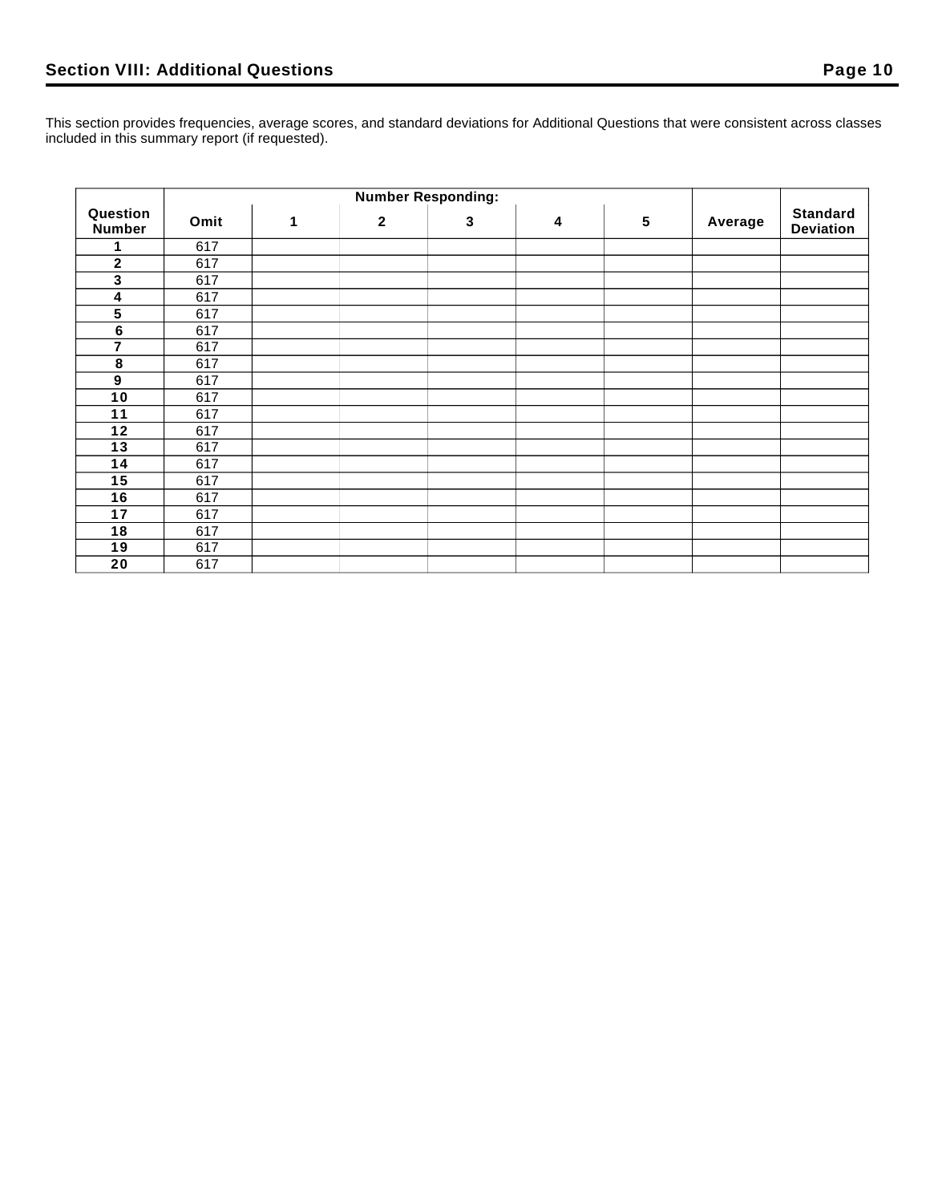## Section VIII: Additional Questions

This section provides frequencies, average scores, and standard deviations for Additional Questions that were consistent across classes included in this summary report (if requested).

| Question Number | Number Responding: | | | | | | Average | Standard Deviation |
|---|---|---|---|---|---|---|---|---|
| | Omit | 1 | 2 | 3 | 4 | 5 | | |
| 1 | 617 | | | | | | | |
| 2 | 617 | | | | | | | |
| 3 | 617 | | | | | | | |
| 4 | 617 | | | | | | | |
| 5 | 617 | | | | | | | |
| 6 | 617 | | | | | | | |
| 7 | 617 | | | | | | | |
| 8 | 617 | | | | | | | |
| 9 | 617 | | | | | | | |
| 10 | 617 | | | | | | | |
| 11 | 617 | | | | | | | |
| 12 | 617 | | | | | | | |
| 13 | 617 | | | | | | | |
| 14 | 617 | | | | | | | |
| 15 | 617 | | | | | | | |
| 16 | 617 | | | | | | | |
| 17 | 617 | | | | | | | |
| 18 | 617 | | | | | | | |
| 19 | 617 | | | | | | | |
| 20 | 617 | | | | | | | |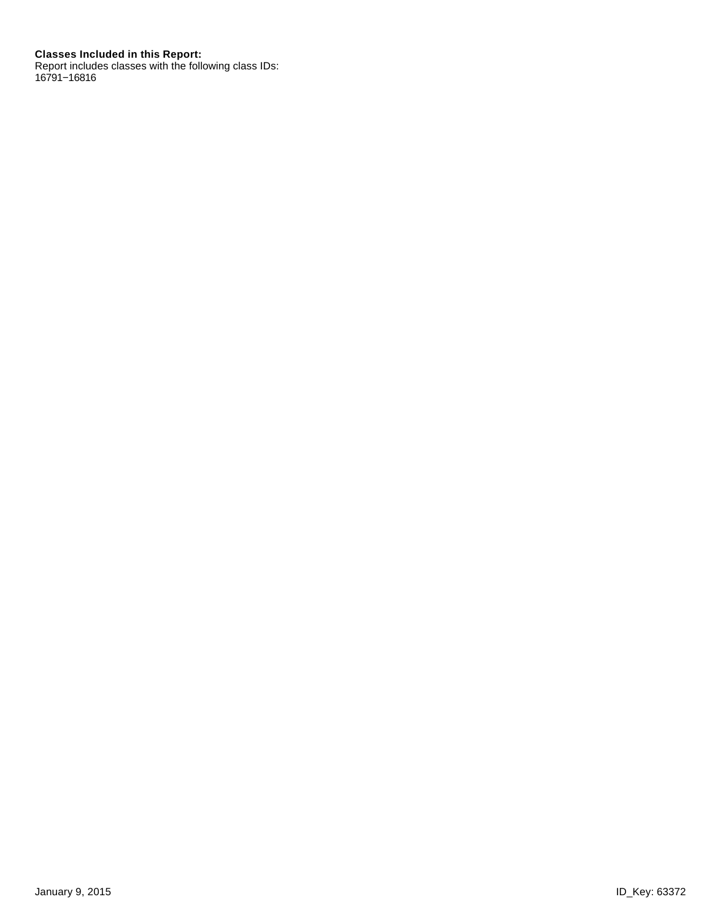**Classes Included in this Report:**

Report includes classes with the following class IDs:
16791−16816

January 9, 2015

ID_Key: 63372